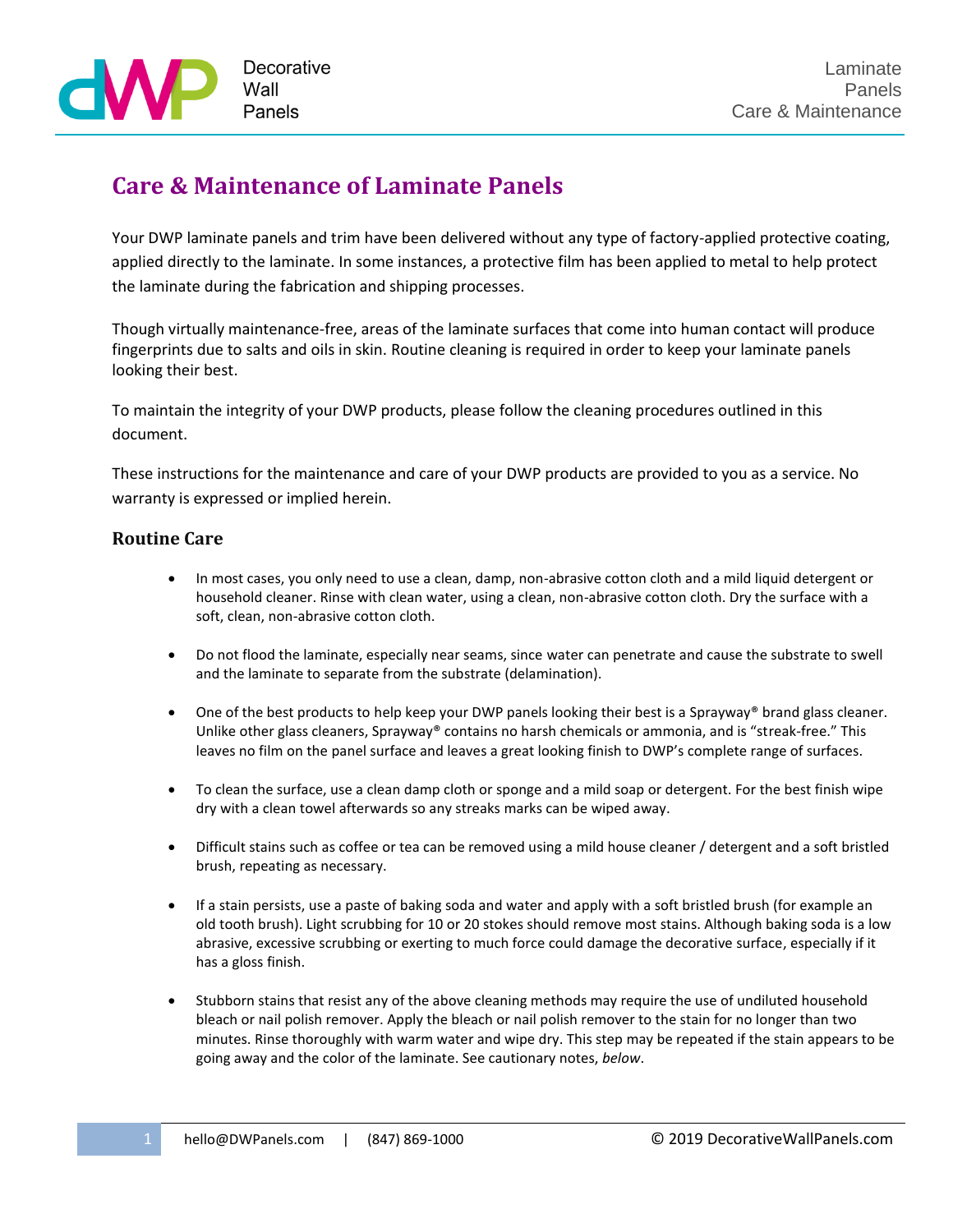# Care & Maintenance of Laminate Panels

Your DWP laminate panels and trim have been delivered without any type of factory-applied protective coating, applied directly to the laminate. In some instances, a protective film has been applied to metal to help protect the laminate during the fabrication and shipping processes.

Though virtually maintenance-free, areas of the laminate surfaces that come into human contact will produce fingerprints due to salts and oils in skin. Routine cleaning is required in order to keep your laminate panels looking their best.

To maintain the integrity of your DWP products, please follow the cleaning procedures outlined in this document.

These instructions for the maintenance and care of your DWP products are provided to you as a service. No warranty is expressed or implied herein.

## Routine Care

- In most cases, you only need to use a clean, damp, non-abrasive cotton cloth and a mild liquid detergent or household cleaner. Rinse with clean water, using a clean, non-abrasive cotton cloth. Dry the surface with a soft, clean, non-abrasive cotton cloth.
- Do not flood the laminate, especially near seams, since water can penetrate and cause the substrate to swell and the laminate to separate from the substrate (delamination).
- One of the best products to help keep your DWP panels looking their best is a Sprayway® brand glass cleaner. Unlike other glass cleaners, Sprayway® contains no harsh chemicals or ammonia, and is "streak-free." This leaves no film on the panel surface and leaves a great looking finish to DWP's complete range of surfaces.
- To clean the surface, use a clean damp cloth or sponge and a mild soap or detergent. For the best finish wipe dry with a clean towel afterwards so any streaks marks can be wiped away.
- Difficult stains such as coffee or tea can be removed using a mild house cleaner / detergent and a soft bristled brush, repeating as necessary.
- If a stain persists, use a paste of baking soda and water and apply with a soft bristled brush (for example an old tooth brush). Light scrubbing for 10 or 20 stokes should remove most stains. Although baking soda is a low abrasive, excessive scrubbing or exerting to much force could damage the decorative surface, especially if it has a gloss finish.
- Stubborn stains that resist any of the above cleaning methods may require the use of undiluted household bleach or nail polish remover. Apply the bleach or nail polish remover to the stain for no longer than two minutes. Rinse thoroughly with warm water and wipe dry. This step may be repeated if the stain appears to be going away and the color of the laminate. See cautionary notes, *below*.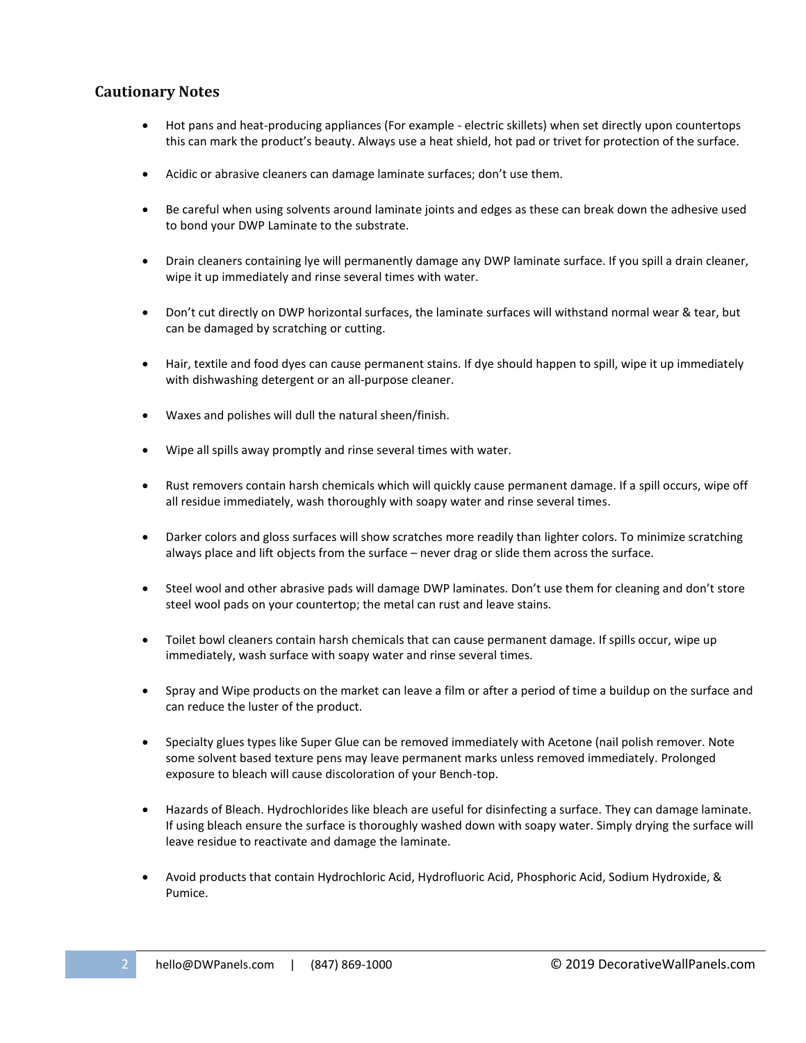## Cautionary Notes

- Hot pans and heat-producing appliances (For example - electric skillets) when set directly upon countertops this can mark the product's beauty. Always use a heat shield, hot pad or trivet for protection of the surface.

- Acidic or abrasive cleaners can damage laminate surfaces; don't use them.

- Be careful when using solvents around laminate joints and edges as these can break down the adhesive used to bond your DWP Laminate to the substrate.

- Drain cleaners containing lye will permanently damage any DWP laminate surface. If you spill a drain cleaner, wipe it up immediately and rinse several times with water.

- Don't cut directly on DWP horizontal surfaces, the laminate surfaces will withstand normal wear & tear, but can be damaged by scratching or cutting.

- Hair, textile and food dyes can cause permanent stains. If dye should happen to spill, wipe it up immediately with dishwashing detergent or an all-purpose cleaner.

- Waxes and polishes will dull the natural sheen/finish.

- Wipe all spills away promptly and rinse several times with water.

- Rust removers contain harsh chemicals which will quickly cause permanent damage. If a spill occurs, wipe off all residue immediately, wash thoroughly with soapy water and rinse several times.

- Darker colors and gloss surfaces will show scratches more readily than lighter colors. To minimize scratching always place and lift objects from the surface – never drag or slide them across the surface.

- Steel wool and other abrasive pads will damage DWP laminates. Don't use them for cleaning and don't store steel wool pads on your countertop; the metal can rust and leave stains.

- Toilet bowl cleaners contain harsh chemicals that can cause permanent damage. If spills occur, wipe up immediately, wash surface with soapy water and rinse several times.

- Spray and Wipe products on the market can leave a film or after a period of time a buildup on the surface and can reduce the luster of the product.

- Specialty glues types like Super Glue can be removed immediately with Acetone (nail polish remover. Note some solvent based texture pens may leave permanent marks unless removed immediately. Prolonged exposure to bleach will cause discoloration of your Bench-top.

- Hazards of Bleach. Hydrochlorides like bleach are useful for disinfecting a surface. They can damage laminate. If using bleach ensure the surface is thoroughly washed down with soapy water. Simply drying the surface will leave residue to reactivate and damage the laminate.

- Avoid products that contain Hydrochloric Acid, Hydrofluoric Acid, Phosphoric Acid, Sodium Hydroxide, & Pumice.

hello@DWPanels.com | (847) 869-1000 © 2019 DecorativeWallPanels.com